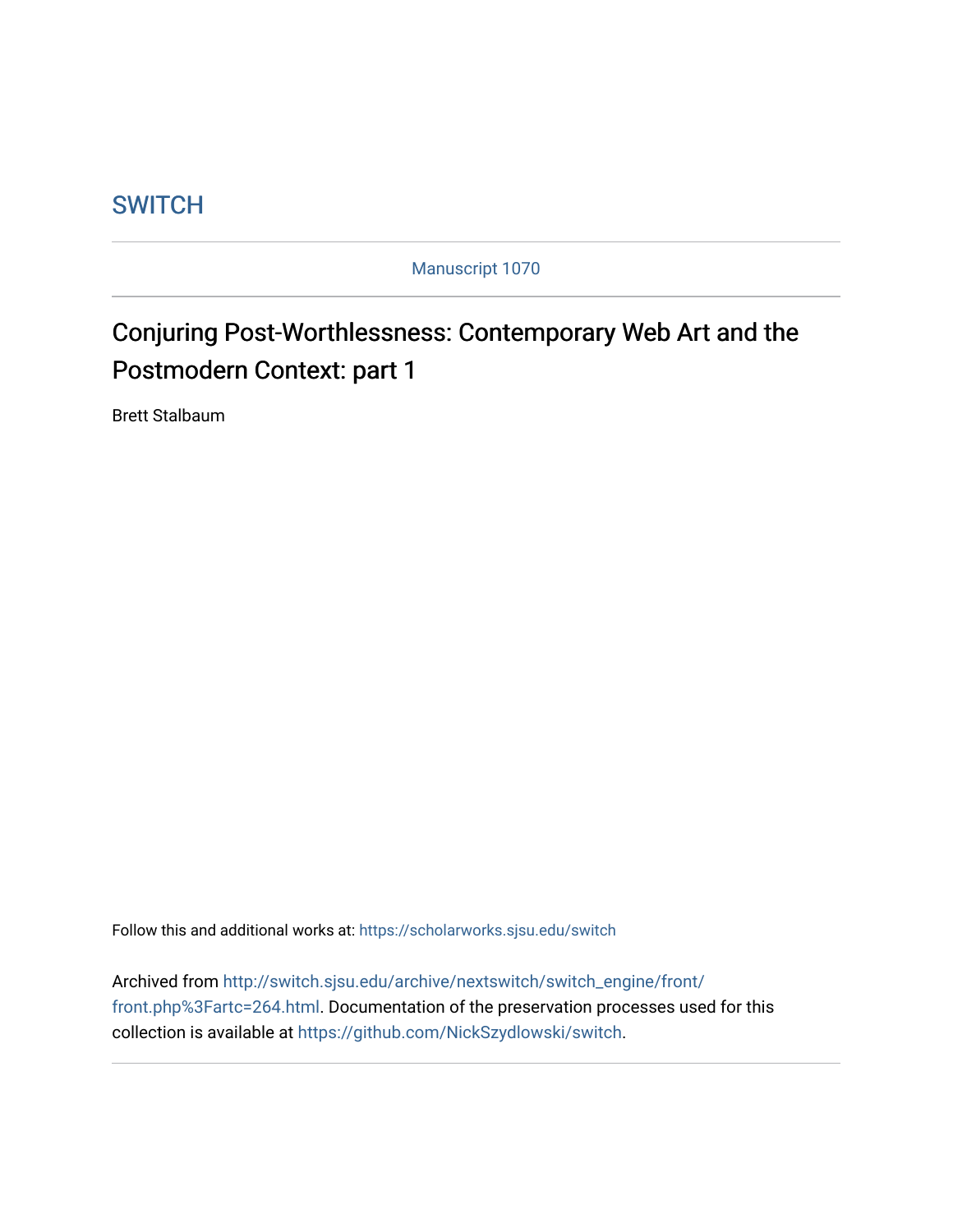SWITCH

Manuscript 1070

# Conjuring Post-Worthlessness: Contemporary Web Art and the Postmodern Context: part 1

Brett Stalbaum

Follow this and additional works at: https://scholarworks.sjsu.edu/switch

Archived from http://switch.sjsu.edu/archive/nextswitch/switch_engine/front/front.php%3Fartc=264.html. Documentation of the preservation processes used for this collection is available at https://github.com/NickSzydlowski/switch.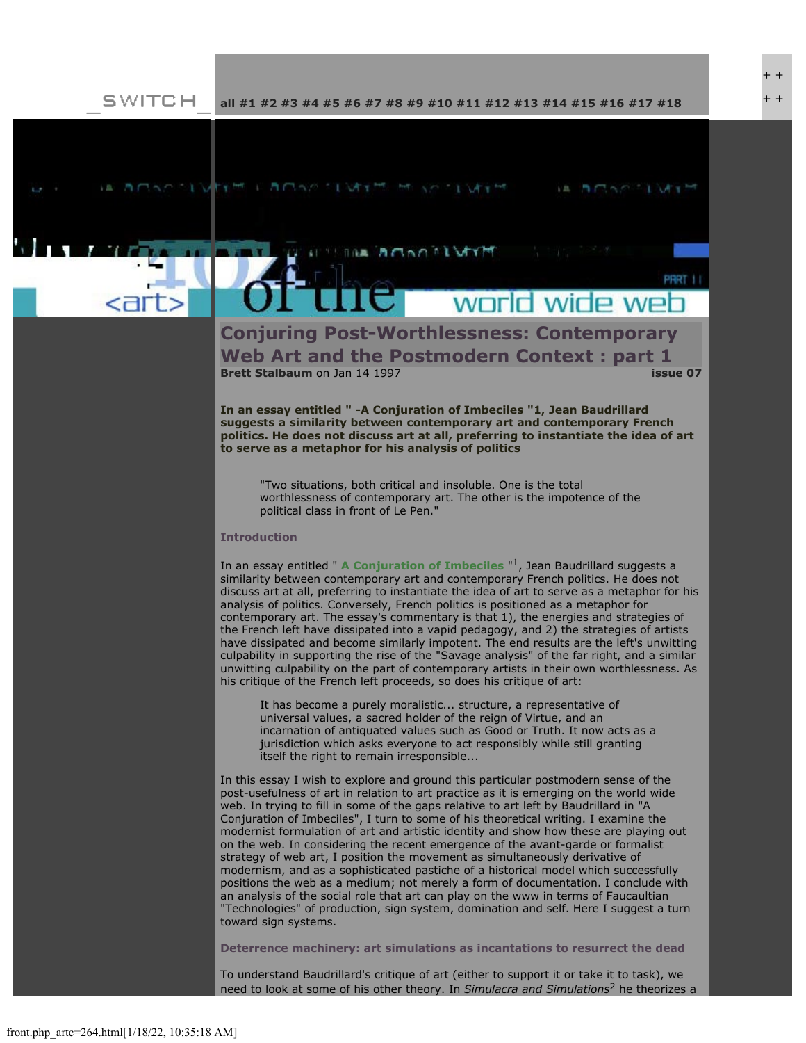_SWITCH_ all #1 #2 #3 #4 #5 #6 #7 #8 #9 #10 #11 #12 #13 #14 #15 #16 #17 #18

# Conjuring Post-Worthlessness: Contemporary Web Art and the Postmodern Context : part 1

**Brett Stalbaum** on Jan 14 1997 **issue 07**

**In an essay entitled " -A Conjuration of Imbeciles "1, Jean Baudrillard suggests a similarity between contemporary art and contemporary French politics. He does not discuss art at all, preferring to instantiate the idea of art to serve as a metaphor for his analysis of politics**

> "Two situations, both critical and insoluble. One is the total worthlessness of contemporary art. The other is the impotence of the political class in front of Le Pen."

### Introduction

In an essay entitled " **A Conjuration of Imbeciles** "[1], Jean Baudrillard suggests a similarity between contemporary art and contemporary French politics. He does not discuss art at all, preferring to instantiate the idea of art to serve as a metaphor for his analysis of politics. Conversely, French politics is positioned as a metaphor for contemporary art. The essay's commentary is that 1), the energies and strategies of the French left have dissipated into a vapid pedagogy, and 2) the strategies of artists have dissipated and become similarly impotent. The end results are the left's unwitting culpability in supporting the rise of the "Savage analysis" of the far right, and a similar unwitting culpability on the part of contemporary artists in their own worthlessness. As his critique of the French left proceeds, so does his critique of art:

> It has become a purely moralistic... structure, a representative of universal values, a sacred holder of the reign of Virtue, and an incarnation of antiquated values such as Good or Truth. It now acts as a jurisdiction which asks everyone to act responsibly while still granting itself the right to remain irresponsible...

In this essay I wish to explore and ground this particular postmodern sense of the post-usefulness of art in relation to art practice as it is emerging on the world wide web. In trying to fill in some of the gaps relative to art left by Baudrillard in "A Conjuration of Imbeciles", I turn to some of his theoretical writing. I examine the modernist formulation of art and artistic identity and show how these are playing out on the web. In considering the recent emergence of the avant-garde or formalist strategy of web art, I position the movement as simultaneously derivative of modernism, and as a sophisticated pastiche of a historical model which successfully positions the web as a medium; not merely a form of documentation. I conclude with an analysis of the social role that art can play on the www in terms of Faucaultian "Technologies" of production, sign system, domination and self. Here I suggest a turn toward sign systems.

### Deterrence machinery: art simulations as incantations to resurrect the dead

To understand Baudrillard's critique of art (either to support it or take it to task), we need to look at some of his other theory. In *Simulacra and Simulations*[2] he theorizes a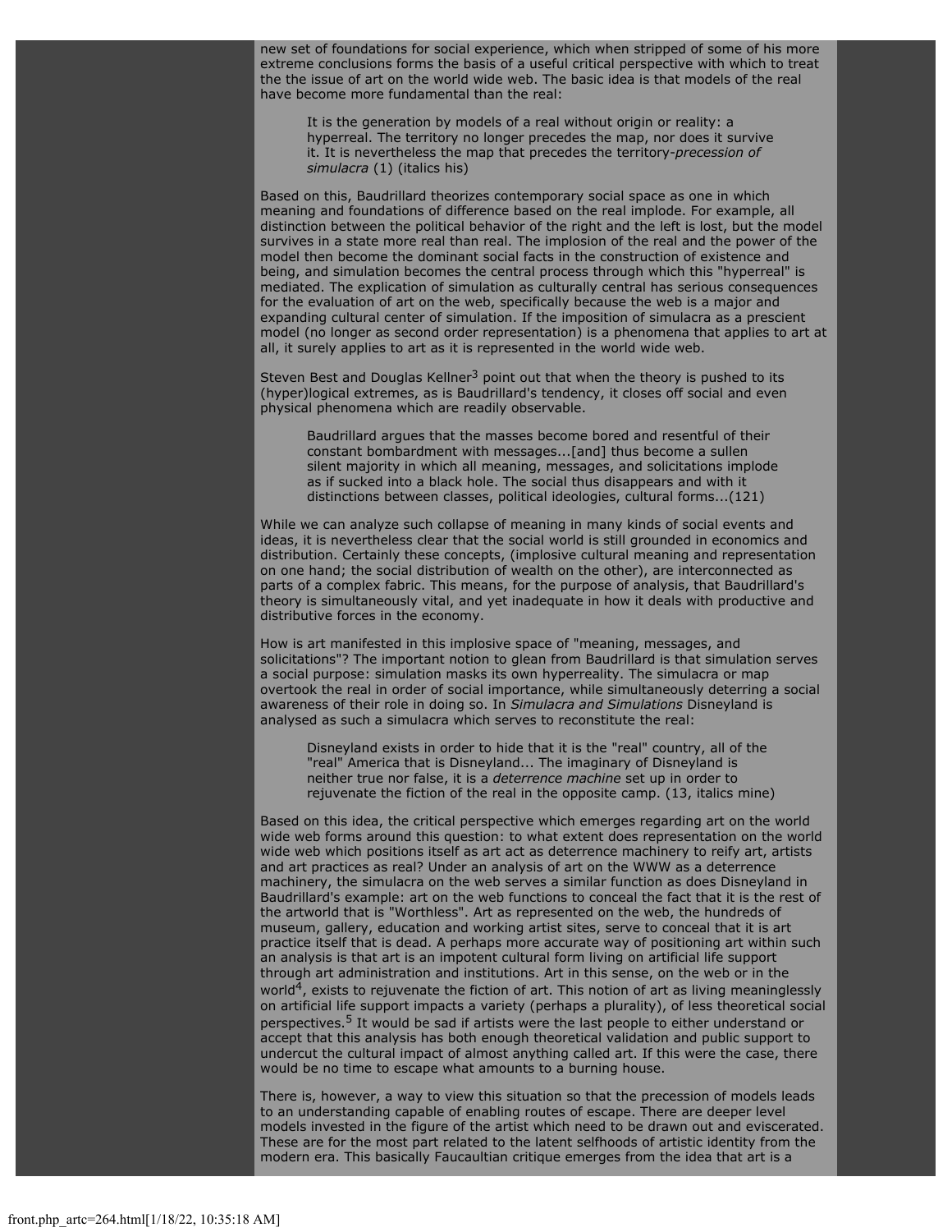new set of foundations for social experience, which when stripped of some of his more extreme conclusions forms the basis of a useful critical perspective with which to treat the the issue of art on the world wide web. The basic idea is that models of the real have become more fundamental than the real:

> It is the generation by models of a real without origin or reality: a hyperreal. The territory no longer precedes the map, nor does it survive it. It is nevertheless the map that precedes the territory-*precession of simulacra* (1) (italics his)

Based on this, Baudrillard theorizes contemporary social space as one in which meaning and foundations of difference based on the real implode. For example, all distinction between the political behavior of the right and the left is lost, but the model survives in a state more real than real. The implosion of the real and the power of the model then become the dominant social facts in the construction of existence and being, and simulation becomes the central process through which this "hyperreal" is mediated. The explication of simulation as culturally central has serious consequences for the evaluation of art on the web, specifically because the web is a major and expanding cultural center of simulation. If the imposition of simulacra as a prescient model (no longer as second order representation) is a phenomena that applies to art at all, it surely applies to art as it is represented in the world wide web.

Steven Best and Douglas Kellner[3] point out that when the theory is pushed to its (hyper)logical extremes, as is Baudrillard's tendency, it closes off social and even physical phenomena which are readily observable.

> Baudrillard argues that the masses become bored and resentful of their constant bombardment with messages...[and] thus become a sullen silent majority in which all meaning, messages, and solicitations implode as if sucked into a black hole. The social thus disappears and with it distinctions between classes, political ideologies, cultural forms...(121)

While we can analyze such collapse of meaning in many kinds of social events and ideas, it is nevertheless clear that the social world is still grounded in economics and distribution. Certainly these concepts, (implosive cultural meaning and representation on one hand; the social distribution of wealth on the other), are interconnected as parts of a complex fabric. This means, for the purpose of analysis, that Baudrillard's theory is simultaneously vital, and yet inadequate in how it deals with productive and distributive forces in the economy.

How is art manifested in this implosive space of "meaning, messages, and solicitations"? The important notion to glean from Baudrillard is that simulation serves a social purpose: simulation masks its own hyperreality. The simulacra or map overtook the real in order of social importance, while simultaneously deterring a social awareness of their role in doing so. In *Simulacra and Simulations* Disneyland is analysed as such a simulacra which serves to reconstitute the real:

> Disneyland exists in order to hide that it is the "real" country, all of the "real" America that is Disneyland... The imaginary of Disneyland is neither true nor false, it is a *deterrence machine* set up in order to rejuvenate the fiction of the real in the opposite camp. (13, italics mine)

Based on this idea, the critical perspective which emerges regarding art on the world wide web forms around this question: to what extent does representation on the world wide web which positions itself as art act as deterrence machinery to reify art, artists and art practices as real? Under an analysis of art on the WWW as a deterrence machinery, the simulacra on the web serves a similar function as does Disneyland in Baudrillard's example: art on the web functions to conceal the fact that it is the rest of the artworld that is "Worthless". Art as represented on the web, the hundreds of museum, gallery, education and working artist sites, serve to conceal that it is art practice itself that is dead. A perhaps more accurate way of positioning art within such an analysis is that art is an impotent cultural form living on artificial life support through art administration and institutions. Art in this sense, on the web or in the world[4], exists to rejuvenate the fiction of art. This notion of art as living meaninglessly on artificial life support impacts a variety (perhaps a plurality), of less theoretical social perspectives.[5] It would be sad if artists were the last people to either understand or accept that this analysis has both enough theoretical validation and public support to undercut the cultural impact of almost anything called art. If this were the case, there would be no time to escape what amounts to a burning house.

There is, however, a way to view this situation so that the precession of models leads to an understanding capable of enabling routes of escape. There are deeper level models invested in the figure of the artist which need to be drawn out and eviscerated. These are for the most part related to the latent selfhoods of artistic identity from the modern era. This basically Faucaultian critique emerges from the idea that art is a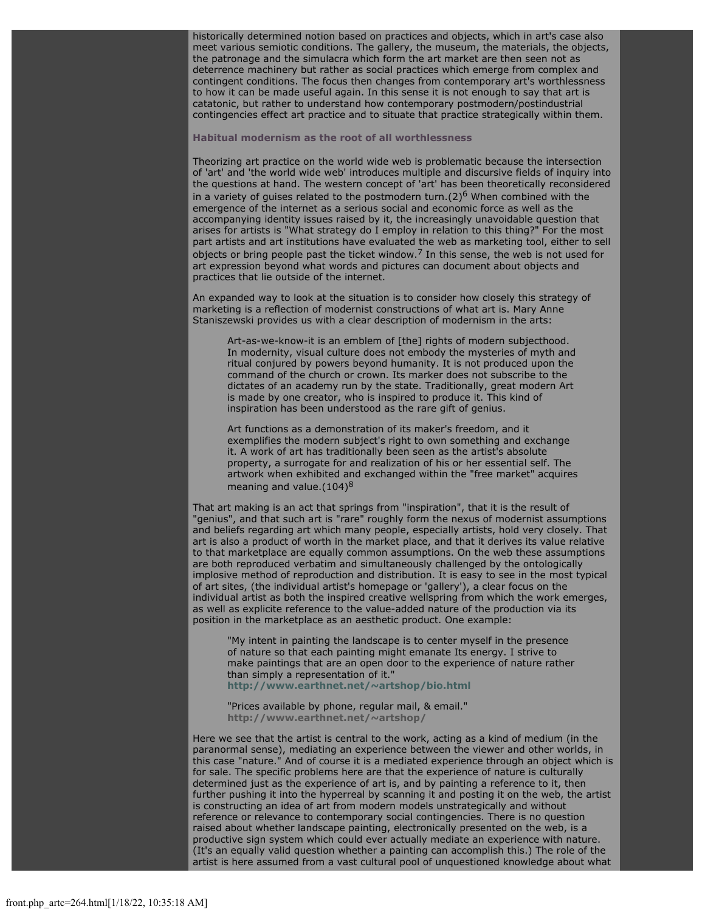historically determined notion based on practices and objects, which in art's case also meet various semiotic conditions. The gallery, the museum, the materials, the objects, the patronage and the simulacra which form the art market are then seen not as deterrence machinery but rather as social practices which emerge from complex and contingent conditions. The focus then changes from contemporary art's worthlessness to how it can be made useful again. In this sense it is not enough to say that art is catatonic, but rather to understand how contemporary postmodern/postindustrial contingencies effect art practice and to situate that practice strategically within them.

### Habitual modernism as the root of all worthlessness

Theorizing art practice on the world wide web is problematic because the intersection of 'art' and 'the world wide web' introduces multiple and discursive fields of inquiry into the questions at hand. The western concept of 'art' has been theoretically reconsidered in a variety of guises related to the postmodern turn.(2)[6] When combined with the emergence of the internet as a serious social and economic force as well as the accompanying identity issues raised by it, the increasingly unavoidable question that arises for artists is "What strategy do I employ in relation to this thing?" For the most part artists and art institutions have evaluated the web as marketing tool, either to sell objects or bring people past the ticket window.[7] In this sense, the web is not used for art expression beyond what words and pictures can document about objects and practices that lie outside of the internet.

An expanded way to look at the situation is to consider how closely this strategy of marketing is a reflection of modernist constructions of what art is. Mary Anne Staniszewski provides us with a clear description of modernism in the arts:

> Art-as-we-know-it is an emblem of [the] rights of modern subjecthood. In modernity, visual culture does not embody the mysteries of myth and ritual conjured by powers beyond humanity. It is not produced upon the command of the church or crown. Its marker does not subscribe to the dictates of an academy run by the state. Traditionally, great modern Art is made by one creator, who is inspired to produce it. This kind of inspiration has been understood as the rare gift of genius.
>
> Art functions as a demonstration of its maker's freedom, and it exemplifies the modern subject's right to own something and exchange it. A work of art has traditionally been seen as the artist's absolute property, a surrogate for and realization of his or her essential self. The artwork when exhibited and exchanged within the "free market" acquires meaning and value.(104)[8]

That art making is an act that springs from "inspiration", that it is the result of "genius", and that such art is "rare" roughly form the nexus of modernist assumptions and beliefs regarding art which many people, especially artists, hold very closely. That art is also a product of worth in the market place, and that it derives its value relative to that marketplace are equally common assumptions. On the web these assumptions are both reproduced verbatim and simultaneously challenged by the ontologically implosive method of reproduction and distribution. It is easy to see in the most typical of art sites, (the individual artist's homepage or 'gallery'), a clear focus on the individual artist as both the inspired creative wellspring from which the work emerges, as well as explicite reference to the value-added nature of the production via its position in the marketplace as an aesthetic product. One example:

> "My intent in painting the landscape is to center myself in the presence of nature so that each painting might emanate Its energy. I strive to make paintings that are an open door to the experience of nature rather than simply a representation of it."
> **http://www.earthnet.net/~artshop/bio.html**
>
> "Prices available by phone, regular mail, & email."
> **http://www.earthnet.net/~artshop/**

Here we see that the artist is central to the work, acting as a kind of medium (in the paranormal sense), mediating an experience between the viewer and other worlds, in this case "nature." And of course it is a mediated experience through an object which is for sale. The specific problems here are that the experience of nature is culturally determined just as the experience of art is, and by painting a reference to it, then further pushing it into the hyperreal by scanning it and posting it on the web, the artist is constructing an idea of art from modern models unstrategically and without reference or relevance to contemporary social contingencies. There is no question raised about whether landscape painting, electronically presented on the web, is a productive sign system which could ever actually mediate an experience with nature. (It's an equally valid question whether a painting can accomplish this.) The role of the artist is here assumed from a vast cultural pool of unquestioned knowledge about what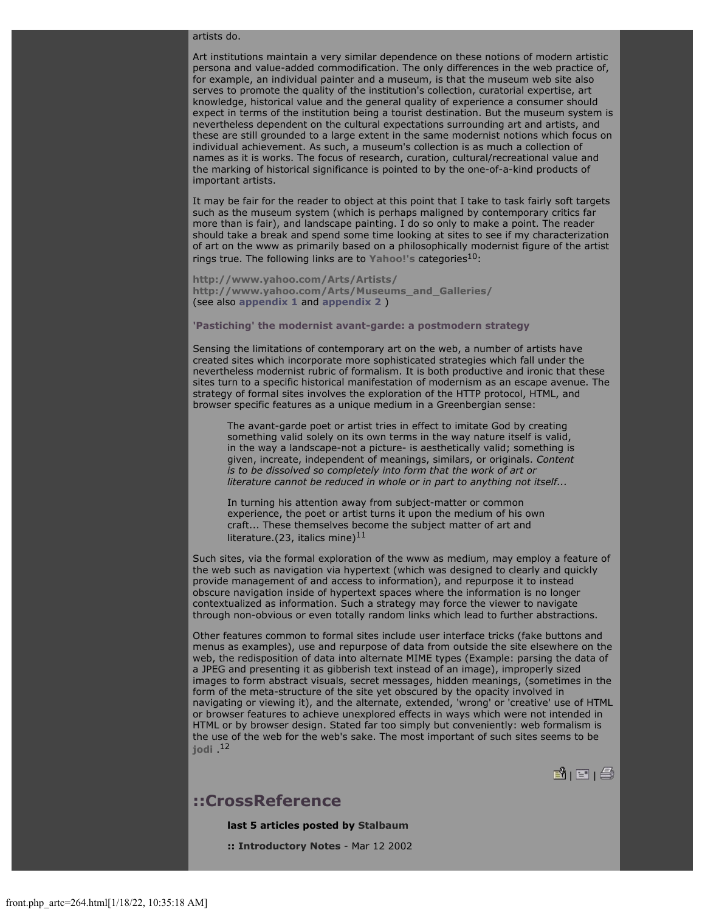artists do.

Art institutions maintain a very similar dependence on these notions of modern artistic persona and value-added commodification. The only differences in the web practice of, for example, an individual painter and a museum, is that the museum web site also serves to promote the quality of the institution's collection, curatorial expertise, art knowledge, historical value and the general quality of experience a consumer should expect in terms of the institution being a tourist destination. But the museum system is nevertheless dependent on the cultural expectations surrounding art and artists, and these are still grounded to a large extent in the same modernist notions which focus on individual achievement. As such, a museum's collection is as much a collection of names as it is works. The focus of research, curation, cultural/recreational value and the marking of historical significance is pointed to by the one-of-a-kind products of important artists.

It may be fair for the reader to object at this point that I take to task fairly soft targets such as the museum system (which is perhaps maligned by contemporary critics far more than is fair), and landscape painting. I do so only to make a point. The reader should take a break and spend some time looking at sites to see if my characterization of art on the www as primarily based on a philosophically modernist figure of the artist rings true. The following links are to **Yahoo!'s** categories[10]:

**http://www.yahoo.com/Arts/Artists/**
**http://www.yahoo.com/Arts/Museums_and_Galleries/**
(see also **appendix 1** and **appendix 2** )

**'Pastiching' the modernist avant-garde: a postmodern strategy**

Sensing the limitations of contemporary art on the web, a number of artists have created sites which incorporate more sophisticated strategies which fall under the nevertheless modernist rubric of formalism. It is both productive and ironic that these sites turn to a specific historical manifestation of modernism as an escape avenue. The strategy of formal sites involves the exploration of the HTTP protocol, HTML, and browser specific features as a unique medium in a Greenbergian sense:

> The avant-garde poet or artist tries in effect to imitate God by creating something valid solely on its own terms in the way nature itself is valid, in the way a landscape-not a picture- is aesthetically valid; something is given, increate, independent of meanings, similars, or originals. *Content is to be dissolved so completely into form that the work of art or literature cannot be reduced in whole or in part to anything not itself...*
>
> In turning his attention away from subject-matter or common experience, the poet or artist turns it upon the medium of his own craft... These themselves become the subject matter of art and literature.(23, italics mine)[11]

Such sites, via the formal exploration of the www as medium, may employ a feature of the web such as navigation via hypertext (which was designed to clearly and quickly provide management of and access to information), and repurpose it to instead obscure navigation inside of hypertext spaces where the information is no longer contextualized as information. Such a strategy may force the viewer to navigate through non-obvious or even totally random links which lead to further abstractions.

Other features common to formal sites include user interface tricks (fake buttons and menus as examples), use and repurpose of data from outside the site elsewhere on the web, the redisposition of data into alternate MIME types (Example: parsing the data of a JPEG and presenting it as gibberish text instead of an image), improperly sized images to form abstract visuals, secret messages, hidden meanings, (sometimes in the form of the meta-structure of the site yet obscured by the opacity involved in navigating or viewing it), and the alternate, extended, 'wrong' or 'creative' use of HTML or browser features to achieve unexplored effects in ways which were not intended in HTML or by browser design. Stated far too simply but conveniently: web formalism is the use of the web for the web's sake. The most important of such sites seems to be **jodi** .[12]

## ::CrossReference

**last 5 articles posted by Stalbaum**

**:: Introductory Notes** - Mar 12 2002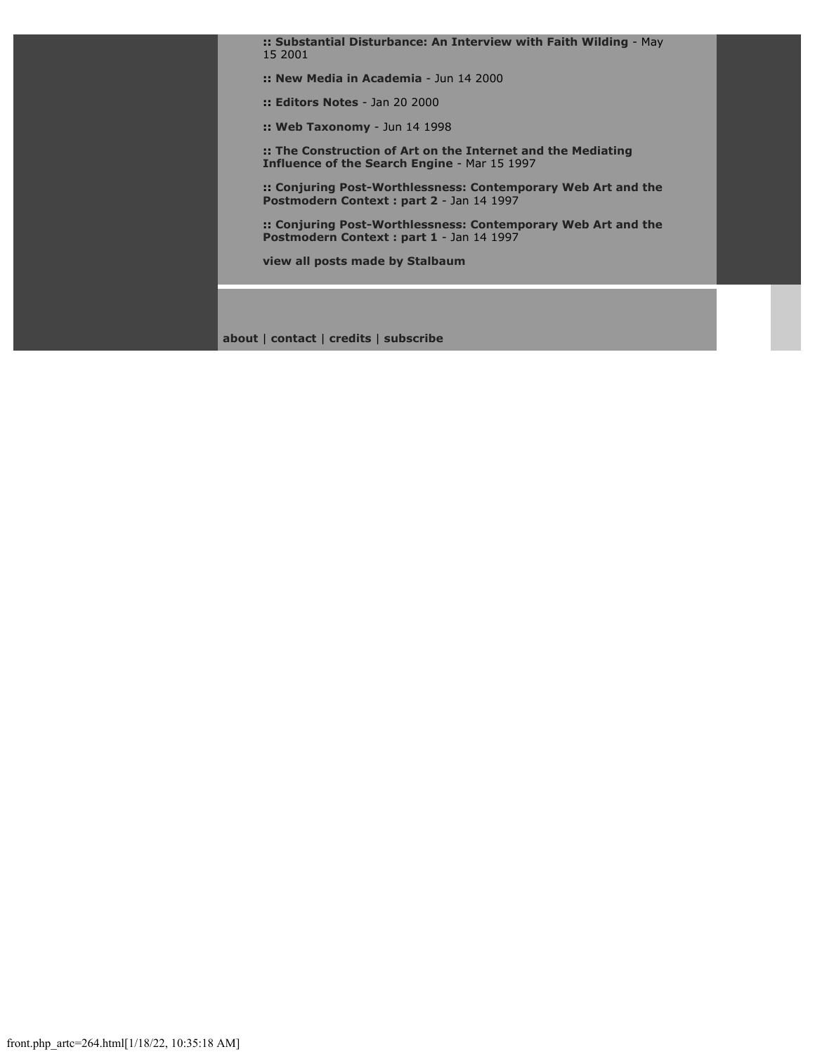**:: Substantial Disturbance: An Interview with Faith Wilding** - May 15 2001

**:: New Media in Academia** - Jun 14 2000

**:: Editors Notes** - Jan 20 2000

**:: Web Taxonomy** - Jun 14 1998

**:: The Construction of Art on the Internet and the Mediating Influence of the Search Engine** - Mar 15 1997

**:: Conjuring Post-Worthlessness: Contemporary Web Art and the Postmodern Context : part 2** - Jan 14 1997

**:: Conjuring Post-Worthlessness: Contemporary Web Art and the Postmodern Context : part 1** - Jan 14 1997

**view all posts made by Stalbaum**

**about** | **contact** | **credits** | **subscribe**